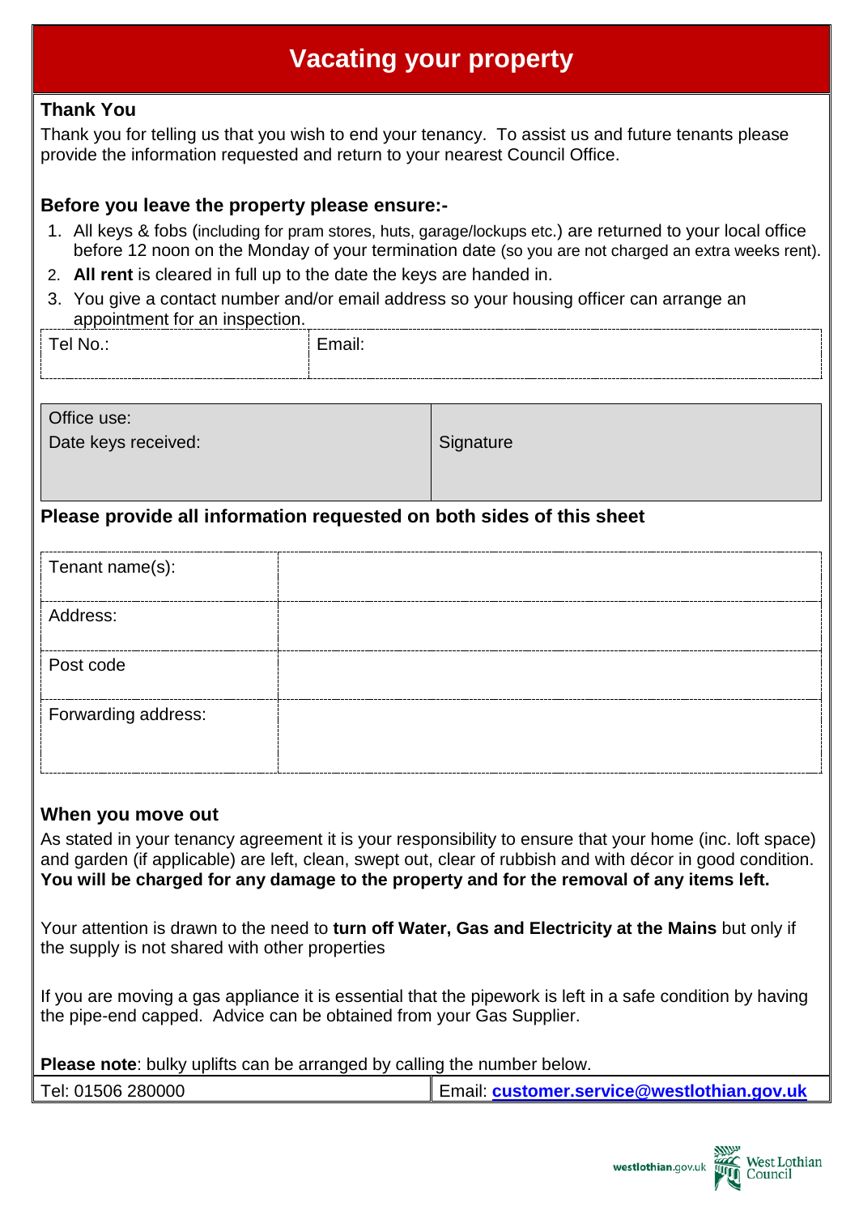# Vacating your property

## Thank You

Thank you for telling us that you wish to end your tenancy. To assist us and future tenants please provide the information requested and return to your nearest Council Office.

### Before you leave the property please ensure:-

1. All keys & fobs (including for pram stores, huts, garage/lockups etc.) are returned to your local office before 12 noon on the Monday of your termination date (so you are not charged an extra weeks rent).
2. **All rent** is cleared in full up to the date the keys are handed in.
3. You give a contact number and/or email address so your housing officer can arrange an appointment for an inspection.

| Tel No.: | Email: |
|---|---|

| Office use: Date keys received: | Signature |
|---|---|

### Please provide all information requested on both sides of this sheet

| Tenant name(s): | |
|---|---|
| Address: | |
| Post code | |
| Forwarding address: | |

### When you move out

As stated in your tenancy agreement it is your responsibility to ensure that your home (inc. loft space) and garden (if applicable) are left, clean, swept out, clear of rubbish and with décor in good condition. **You will be charged for any damage to the property and for the removal of any items left.**

Your attention is drawn to the need to **turn off Water, Gas and Electricity at the Mains** but only if the supply is not shared with other properties

If you are moving a gas appliance it is essential that the pipework is left in a safe condition by having the pipe-end capped. Advice can be obtained from your Gas Supplier.

**Please note**: bulky uplifts can be arranged by calling the number below.

| Tel: 01506 280000 | Email: **customer.service@westlothian.gov.uk** |
|---|---|

westlothian.gov.uk West Lothian Council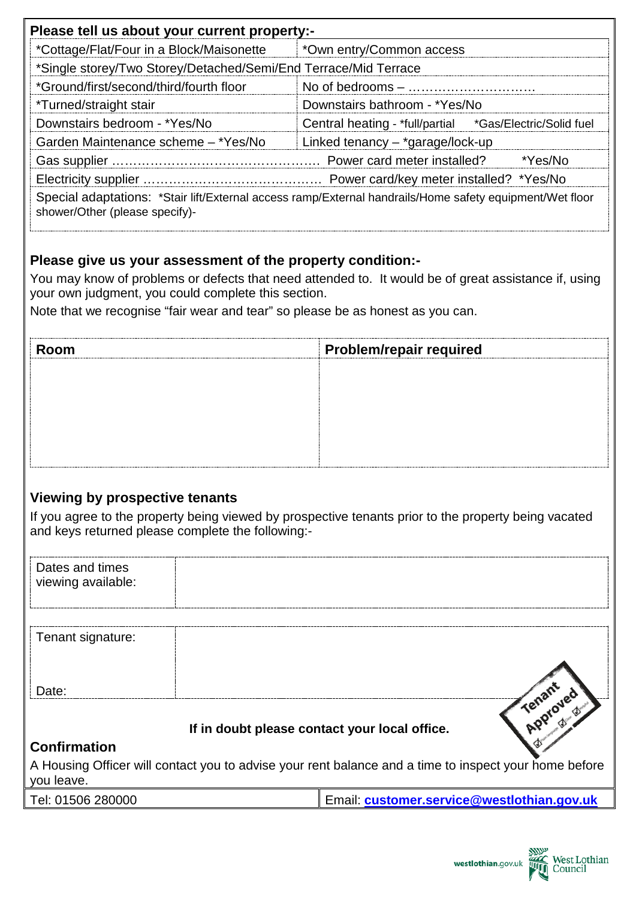**Please tell us about your current property:-**

| | |
|---|---|
| *Cottage/Flat/Four in a Block/Maisonette | *Own entry/Common access |
| *Single storey/Two Storey/Detached/Semi/End Terrace/Mid Terrace | |
| *Ground/first/second/third/fourth floor | No of bedrooms – ………………………… |
| *Turned/straight stair | Downstairs bathroom - *Yes/No |
| Downstairs bedroom - *Yes/No | Central heating - *full/partial *Gas/Electric/Solid fuel |
| Garden Maintenance scheme – *Yes/No | Linked tenancy – *garage/lock-up |
| Gas supplier ………………………………………… Power card meter installed? *Yes/No | |
| Electricity supplier …………………………………… Power card/key meter installed? *Yes/No | |
| Special adaptations: *Stair lift/External access ramp/External handrails/Home safety equipment/Wet floor shower/Other (please specify)- | |

## Please give us your assessment of the property condition:-

You may know of problems or defects that need attended to. It would be of great assistance if, using your own judgment, you could complete this section.

Note that we recognise "fair wear and tear" so please be as honest as you can.

| Room | Problem/repair required |
|---|---|
| | |

## Viewing by prospective tenants

If you agree to the property being viewed by prospective tenants prior to the property being vacated and keys returned please complete the following:-

| | |
|---|---|
| Dates and times viewing available: | |

| | |
|---|---|
| Tenant signature: | |
| Date: | |

**If in doubt please contact your local office.**

## Confirmation

A Housing Officer will contact you to advise your rent balance and a time to inspect your home before you leave.

| | |
|---|---|
| Tel: 01506 280000 | Email: customer.service@westlothian.gov.uk |